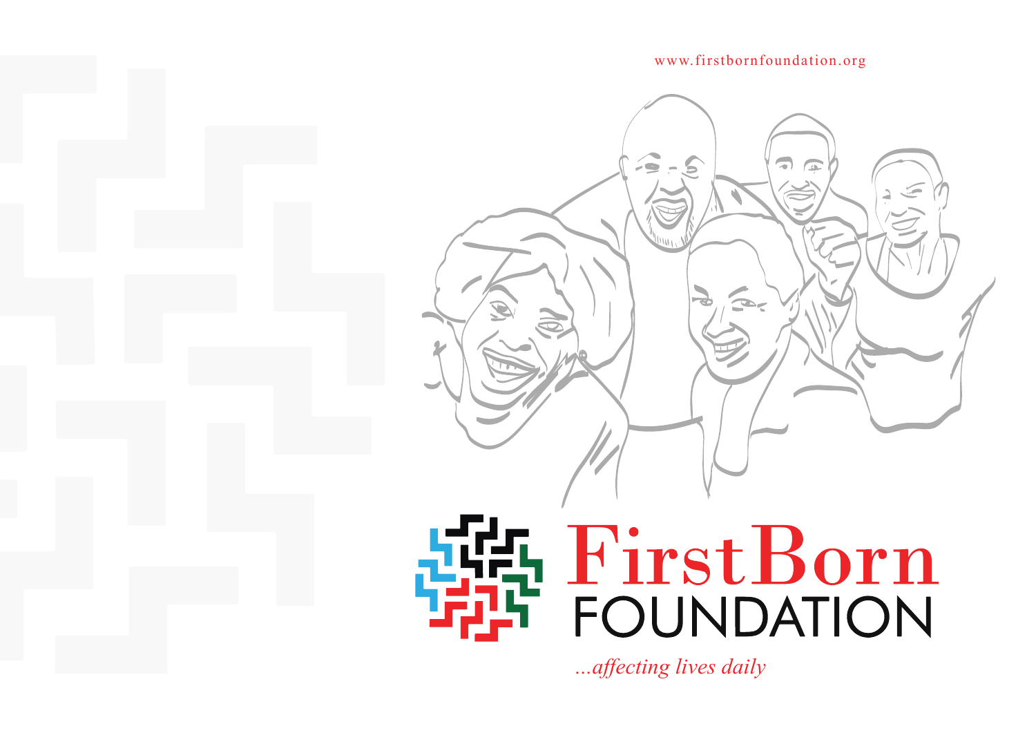www.firstbornfoundation.org

# FirstBorn FOUNDATION

*...affecting lives daily*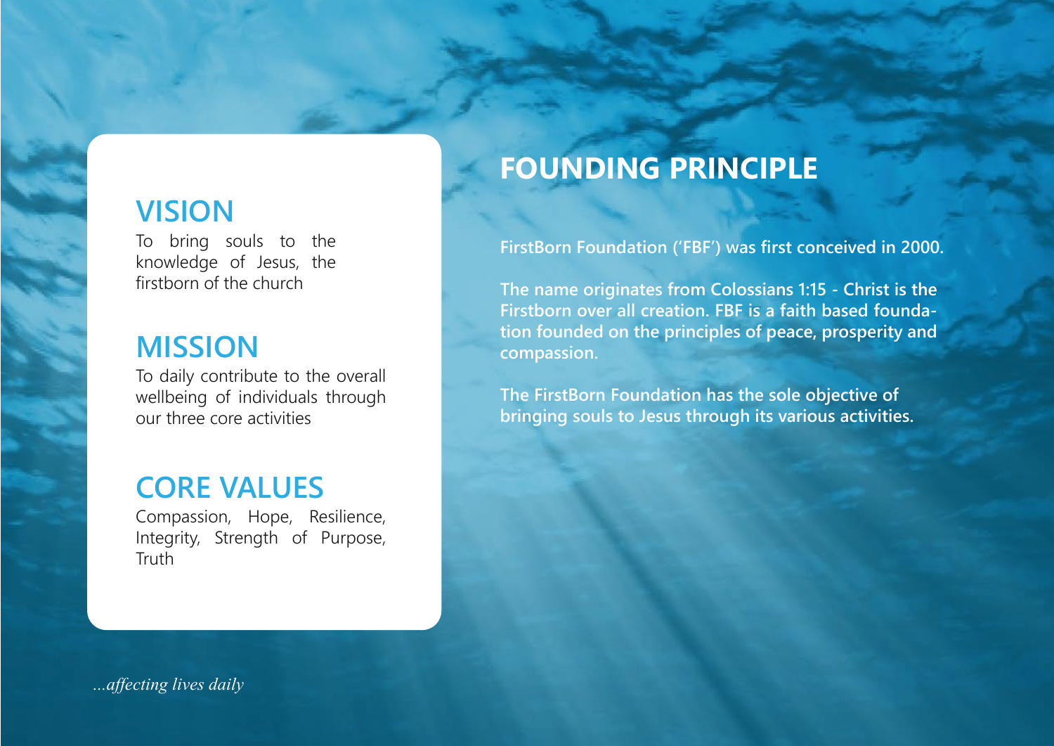## VISION

To bring souls to the knowledge of Jesus, the firstborn of the church

## MISSION

To daily contribute to the overall wellbeing of individuals through our three core activities

## CORE VALUES

Compassion, Hope, Resilience, Integrity, Strength of Purpose, Truth

# FOUNDING PRINCIPLE

**FirstBorn Foundation ('FBF') was first conceived in 2000.**

**The name originates from Colossians 1:15 - Christ is the Firstborn over all creation. FBF is a faith based foundation founded on the principles of peace, prosperity and compassion.**

**The FirstBorn Foundation has the sole objective of bringing souls to Jesus through its various activities.**

*...affecting lives daily*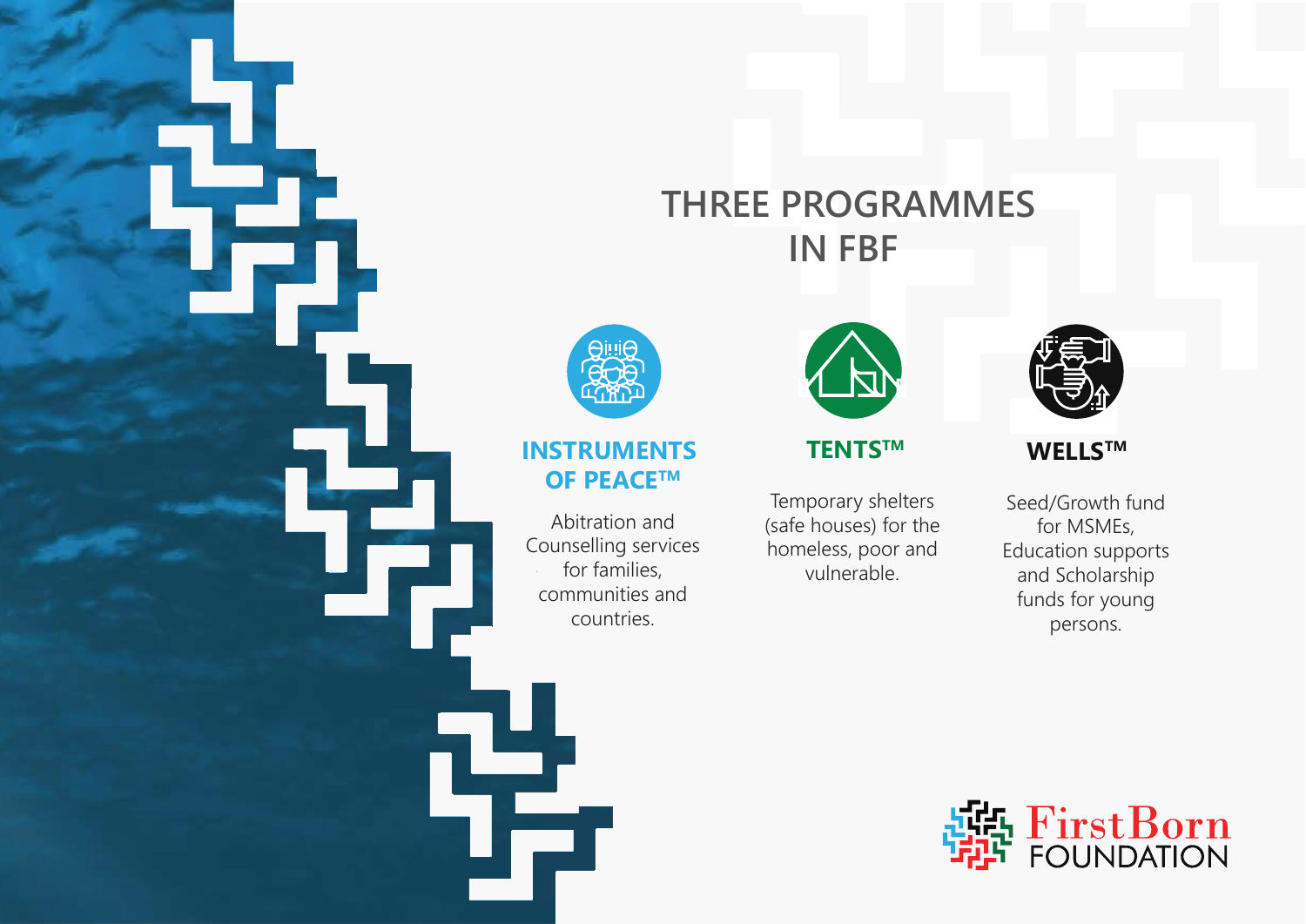# THREE PROGRAMMES IN FBF

### INSTRUMENTS OF PEACE™

Abitration and Counselling services for families, communities and countries.

### TENTS™

Temporary shelters (safe houses) for the homeless, poor and vulnerable.

### WELLS™

Seed/Growth fund for MSMEs, Education supports and Scholarship funds for young persons.

FirstBorn FOUNDATION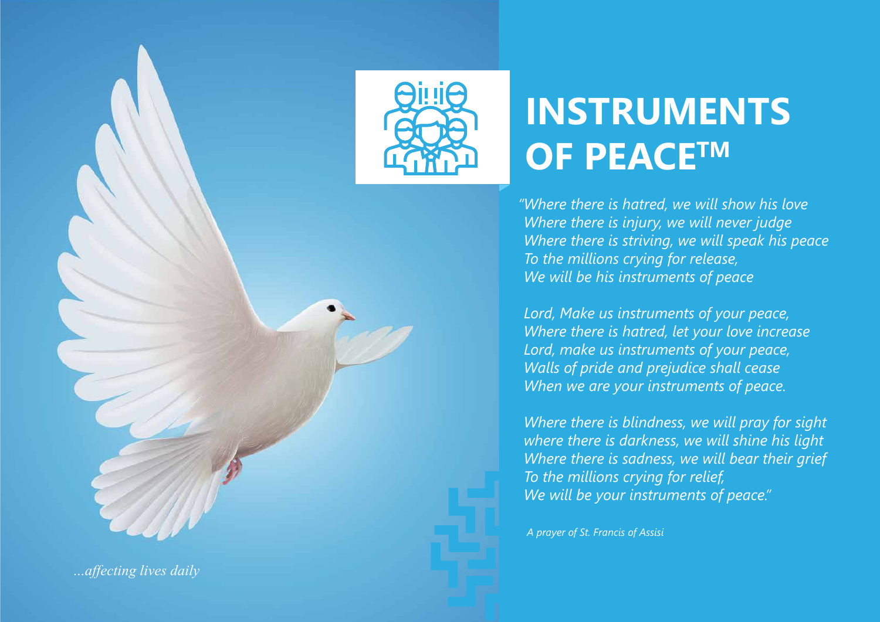# INSTRUMENTS OF PEACE™

*"Where there is hatred, we will show his love*
*Where there is injury, we will never judge*
*Where there is striving, we will speak his peace*
*To the millions crying for release,*
*We will be his instruments of peace*

*Lord, Make us instruments of your peace,*
*Where there is hatred, let your love increase*
*Lord, make us instruments of your peace,*
*Walls of pride and prejudice shall cease*
*When we are your instruments of peace.*

*Where there is blindness, we will pray for sight*
*where there is darkness, we will shine his light*
*Where there is sadness, we will bear their grief*
*To the millions crying for relief,*
*We will be your instruments of peace."*

*A prayer of St. Francis of Assisi*

*...affecting lives daily*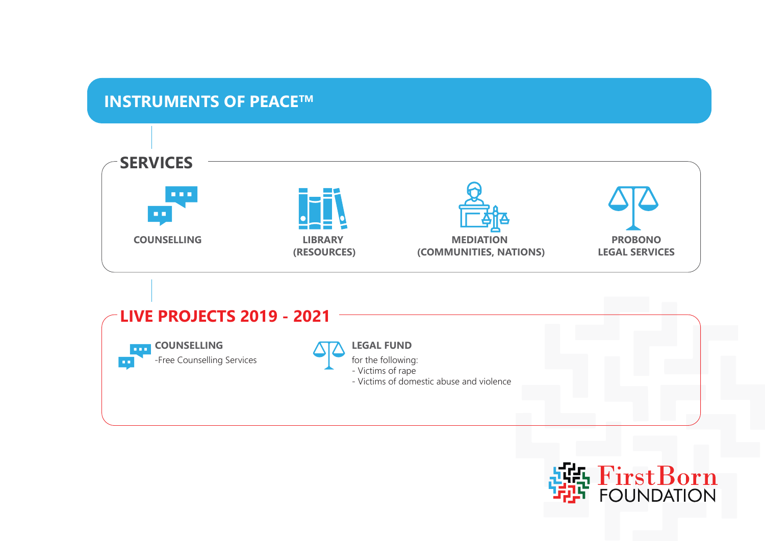# INSTRUMENTS OF PEACE™

## SERVICES

- **COUNSELLING**
- **LIBRARY (RESOURCES)**
- **MEDIATION (COMMUNITIES, NATIONS)**
- **PROBONO LEGAL SERVICES**

## LIVE PROJECTS 2019 - 2021

**COUNSELLING**

-Free Counselling Services

**LEGAL FUND**

for the following:
- Victims of rape
- Victims of domestic abuse and violence

FirstBorn FOUNDATION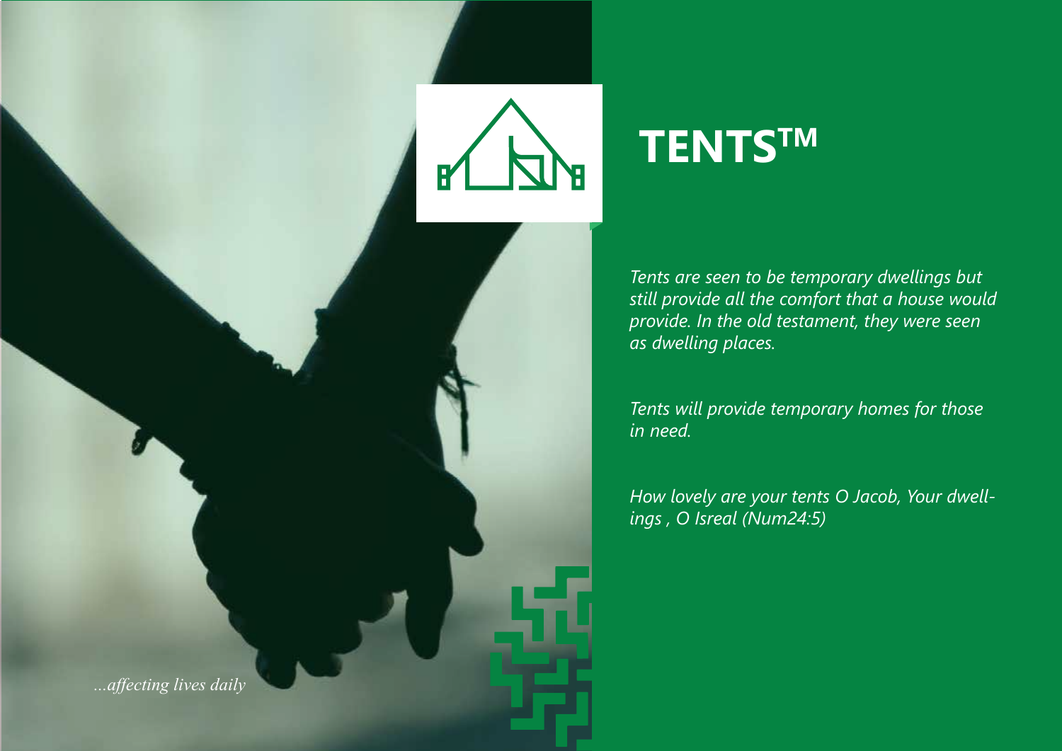# TENTS™

*Tents are seen to be temporary dwellings but still provide all the comfort that a house would provide. In the old testament, they were seen as dwelling places.*

*Tents will provide temporary homes for those in need.*

*How lovely are your tents O Jacob, Your dwellings , O Isreal (Num24:5)*

*...affecting lives daily*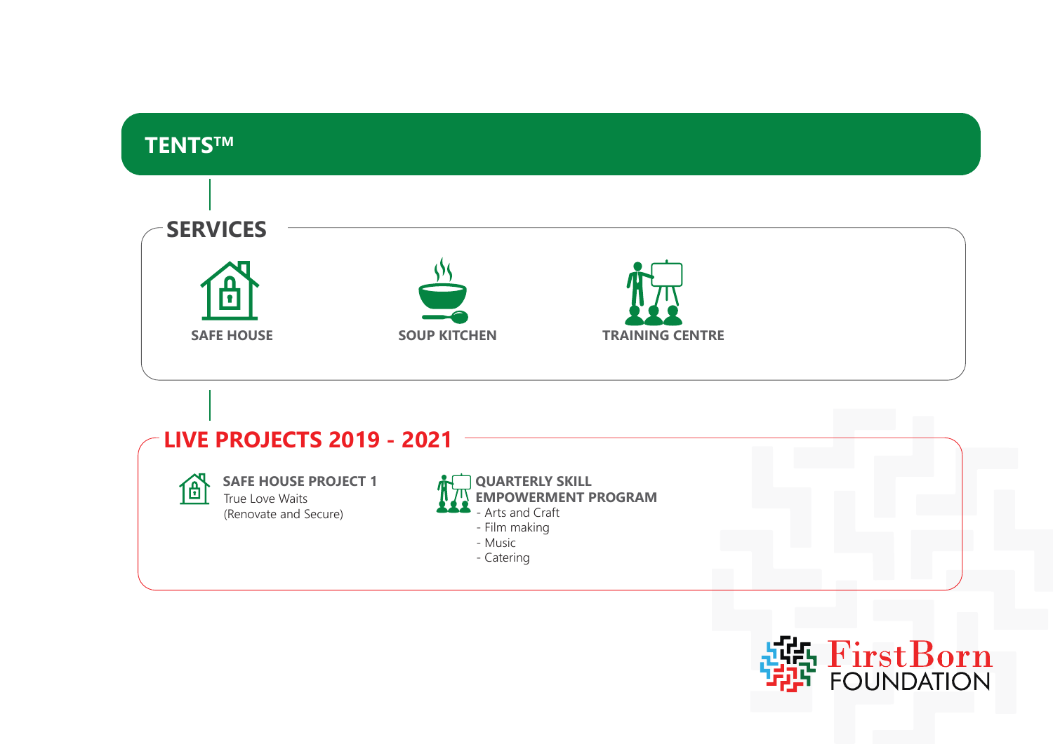# TENTS™

## SERVICES

- SAFE HOUSE
- SOUP KITCHEN
- TRAINING CENTRE

## LIVE PROJECTS 2019 - 2021

**SAFE HOUSE PROJECT 1**
True Love Waits
(Renovate and Secure)

**QUARTERLY SKILL EMPOWERMENT PROGRAM**
- Arts and Craft
- Film making
- Music
- Catering

FirstBorn FOUNDATION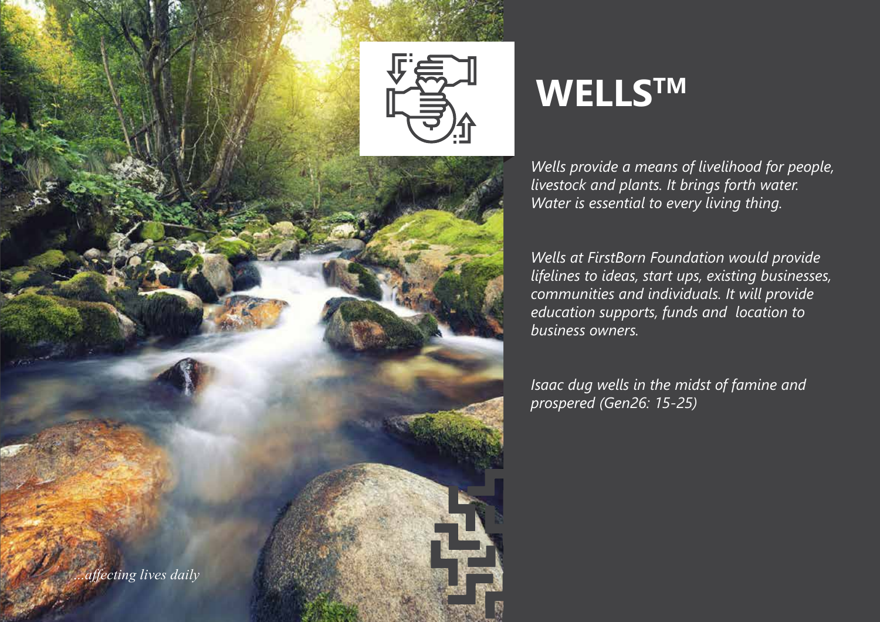# WELLS™

*Wells provide a means of livelihood for people, livestock and plants. It brings forth water. Water is essential to every living thing.*

*Wells at FirstBorn Foundation would provide lifelines to ideas, start ups, existing businesses, communities and individuals. It will provide education supports, funds and location to business owners.*

*Isaac dug wells in the midst of famine and prospered (Gen26: 15-25)*

*...affecting lives daily*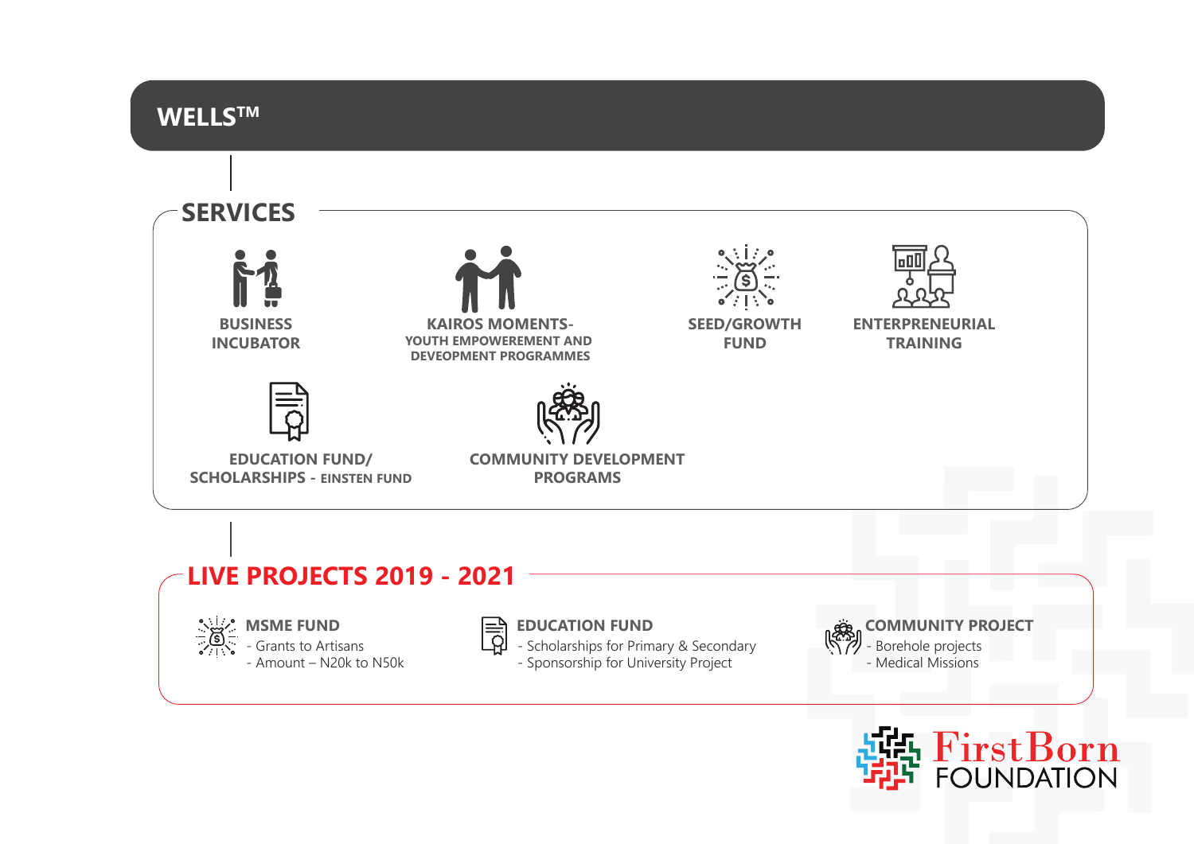# WELLS™

## SERVICES

- **BUSINESS INCUBATOR**
- **KAIROS MOMENTS- YOUTH EMPOWEREMENT AND DEVEOPMENT PROGRAMMES**
- **SEED/GROWTH FUND**
- **ENTERPREUNERIAL TRAINING**
- **EDUCATION FUND/ SCHOLARSHIPS - EINSTEN FUND**
- **COMMUNITY DEVELOPMENT PROGRAMS**

## LIVE PROJECTS 2019 - 2021

**MSME FUND**
- Grants to Artisans
- Amount – N20k to N50k

**EDUCATION FUND**
- Scholarships for Primary & Secondary
- Sponsorship for University Project

**COMMUNITY PROJECT**
- Borehole projects
- Medical Missions

FirstBorn FOUNDATION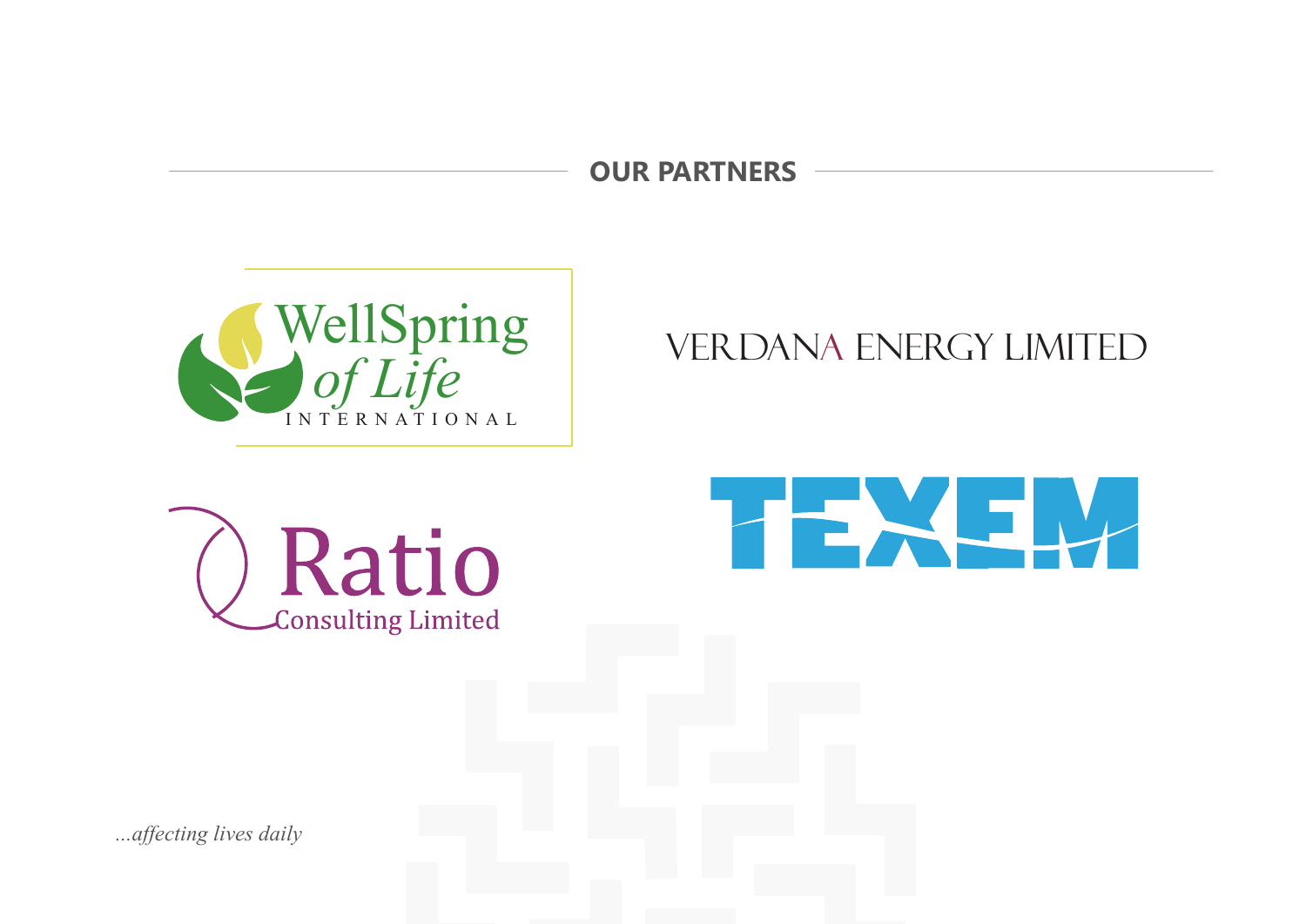## OUR PARTNERS

WellSpring of Life INTERNATIONAL

VERDANA ENERGY LIMITED

Ratio Consulting Limited

TEXEM

*...affecting lives daily*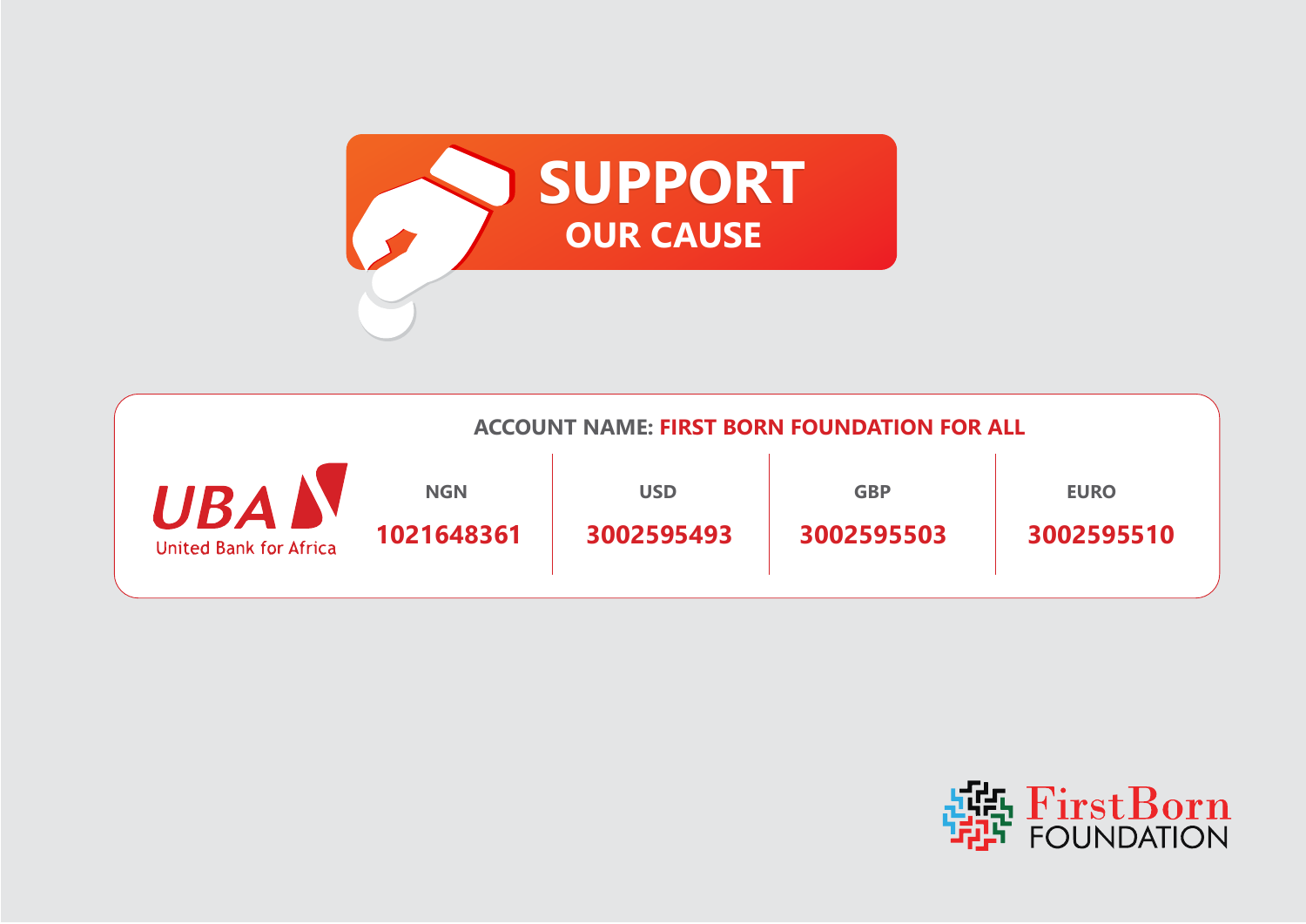# SUPPORT
## OUR CAUSE

**ACCOUNT NAME: FIRST BORN FOUNDATION FOR ALL**

UBA
United Bank for Africa

| NGN | USD | GBP | EURO |
| --- | --- | --- | --- |
| 1021648361 | 3002595493 | 3002595503 | 3002595510 |

FirstBorn FOUNDATION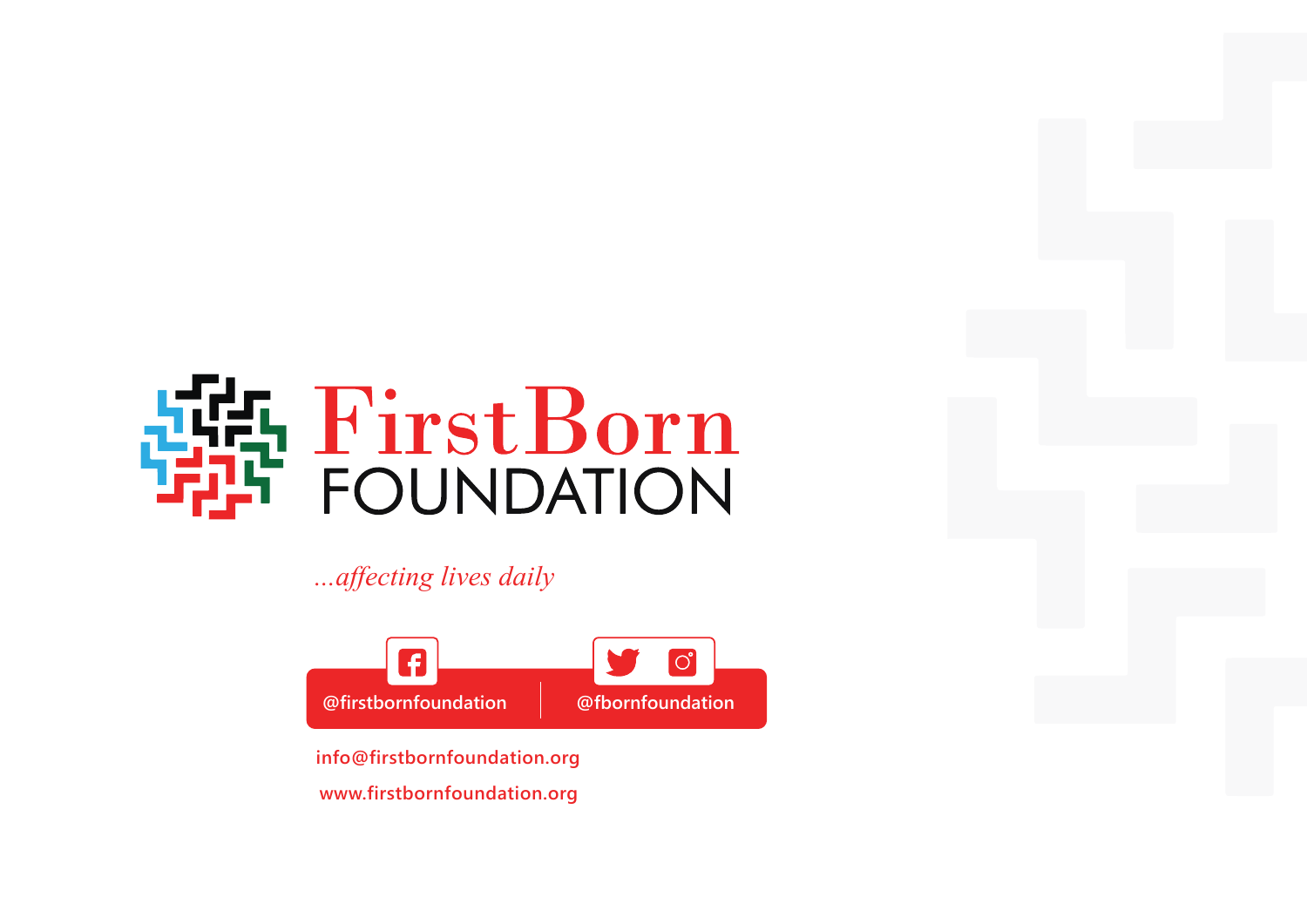# FirstBorn FOUNDATION

*...affecting lives daily*

@firstbornfoundation | @fbornfoundation

info@firstbornfoundation.org

www.firstbornfoundation.org